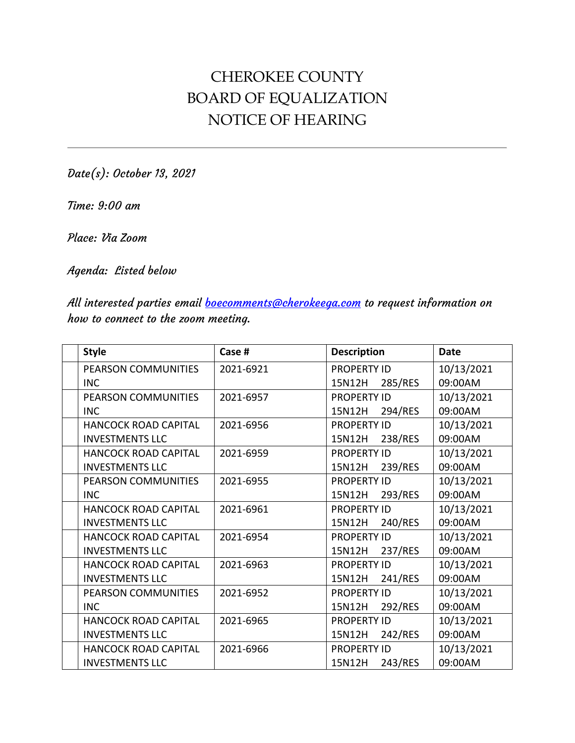# CHEROKEE COUNTY
# BOARD OF EQUALIZATION
# NOTICE OF HEARING

---

*Date(s): October 13, 2021*

*Time: 9:00 am*

*Place: Via Zoom*

*Agenda: Listed below*

*All interested parties email [boecomments@cherokeega.com](mailto:boecomments@cherokeega.com) to request information on how to connect to the zoom meeting.*

| | Style | Case # | Description | Date |
|---|---|---|---|---|
| | PEARSON COMMUNITIES INC | 2021-6921 | PROPERTY ID 15N12H 285/RES | 10/13/2021 09:00AM |
| | PEARSON COMMUNITIES INC | 2021-6957 | PROPERTY ID 15N12H 294/RES | 10/13/2021 09:00AM |
| | HANCOCK ROAD CAPITAL INVESTMENTS LLC | 2021-6956 | PROPERTY ID 15N12H 238/RES | 10/13/2021 09:00AM |
| | HANCOCK ROAD CAPITAL INVESTMENTS LLC | 2021-6959 | PROPERTY ID 15N12H 239/RES | 10/13/2021 09:00AM |
| | PEARSON COMMUNITIES INC | 2021-6955 | PROPERTY ID 15N12H 293/RES | 10/13/2021 09:00AM |
| | HANCOCK ROAD CAPITAL INVESTMENTS LLC | 2021-6961 | PROPERTY ID 15N12H 240/RES | 10/13/2021 09:00AM |
| | HANCOCK ROAD CAPITAL INVESTMENTS LLC | 2021-6954 | PROPERTY ID 15N12H 237/RES | 10/13/2021 09:00AM |
| | HANCOCK ROAD CAPITAL INVESTMENTS LLC | 2021-6963 | PROPERTY ID 15N12H 241/RES | 10/13/2021 09:00AM |
| | PEARSON COMMUNITIES INC | 2021-6952 | PROPERTY ID 15N12H 292/RES | 10/13/2021 09:00AM |
| | HANCOCK ROAD CAPITAL INVESTMENTS LLC | 2021-6965 | PROPERTY ID 15N12H 242/RES | 10/13/2021 09:00AM |
| | HANCOCK ROAD CAPITAL INVESTMENTS LLC | 2021-6966 | PROPERTY ID 15N12H 243/RES | 10/13/2021 09:00AM |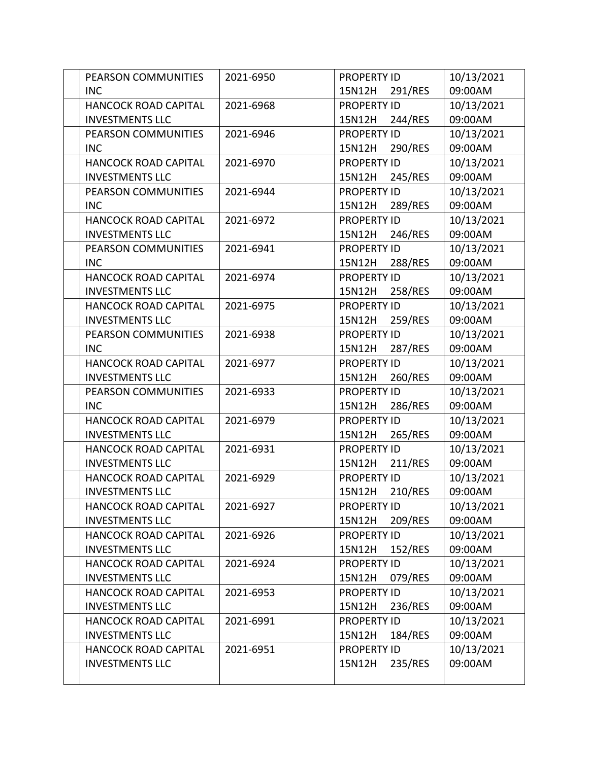| | | | | |
|---|---|---|---|---|
| | PEARSON COMMUNITIES INC | 2021-6950 | PROPERTY ID 15N12H 291/RES | 10/13/2021 09:00AM |
| | HANCOCK ROAD CAPITAL INVESTMENTS LLC | 2021-6968 | PROPERTY ID 15N12H 244/RES | 10/13/2021 09:00AM |
| | PEARSON COMMUNITIES INC | 2021-6946 | PROPERTY ID 15N12H 290/RES | 10/13/2021 09:00AM |
| | HANCOCK ROAD CAPITAL INVESTMENTS LLC | 2021-6970 | PROPERTY ID 15N12H 245/RES | 10/13/2021 09:00AM |
| | PEARSON COMMUNITIES INC | 2021-6944 | PROPERTY ID 15N12H 289/RES | 10/13/2021 09:00AM |
| | HANCOCK ROAD CAPITAL INVESTMENTS LLC | 2021-6972 | PROPERTY ID 15N12H 246/RES | 10/13/2021 09:00AM |
| | PEARSON COMMUNITIES INC | 2021-6941 | PROPERTY ID 15N12H 288/RES | 10/13/2021 09:00AM |
| | HANCOCK ROAD CAPITAL INVESTMENTS LLC | 2021-6974 | PROPERTY ID 15N12H 258/RES | 10/13/2021 09:00AM |
| | HANCOCK ROAD CAPITAL INVESTMENTS LLC | 2021-6975 | PROPERTY ID 15N12H 259/RES | 10/13/2021 09:00AM |
| | PEARSON COMMUNITIES INC | 2021-6938 | PROPERTY ID 15N12H 287/RES | 10/13/2021 09:00AM |
| | HANCOCK ROAD CAPITAL INVESTMENTS LLC | 2021-6977 | PROPERTY ID 15N12H 260/RES | 10/13/2021 09:00AM |
| | PEARSON COMMUNITIES INC | 2021-6933 | PROPERTY ID 15N12H 286/RES | 10/13/2021 09:00AM |
| | HANCOCK ROAD CAPITAL INVESTMENTS LLC | 2021-6979 | PROPERTY ID 15N12H 265/RES | 10/13/2021 09:00AM |
| | HANCOCK ROAD CAPITAL INVESTMENTS LLC | 2021-6931 | PROPERTY ID 15N12H 211/RES | 10/13/2021 09:00AM |
| | HANCOCK ROAD CAPITAL INVESTMENTS LLC | 2021-6929 | PROPERTY ID 15N12H 210/RES | 10/13/2021 09:00AM |
| | HANCOCK ROAD CAPITAL INVESTMENTS LLC | 2021-6927 | PROPERTY ID 15N12H 209/RES | 10/13/2021 09:00AM |
| | HANCOCK ROAD CAPITAL INVESTMENTS LLC | 2021-6926 | PROPERTY ID 15N12H 152/RES | 10/13/2021 09:00AM |
| | HANCOCK ROAD CAPITAL INVESTMENTS LLC | 2021-6924 | PROPERTY ID 15N12H 079/RES | 10/13/2021 09:00AM |
| | HANCOCK ROAD CAPITAL INVESTMENTS LLC | 2021-6953 | PROPERTY ID 15N12H 236/RES | 10/13/2021 09:00AM |
| | HANCOCK ROAD CAPITAL INVESTMENTS LLC | 2021-6991 | PROPERTY ID 15N12H 184/RES | 10/13/2021 09:00AM |
| | HANCOCK ROAD CAPITAL INVESTMENTS LLC | 2021-6951 | PROPERTY ID 15N12H 235/RES | 10/13/2021 09:00AM |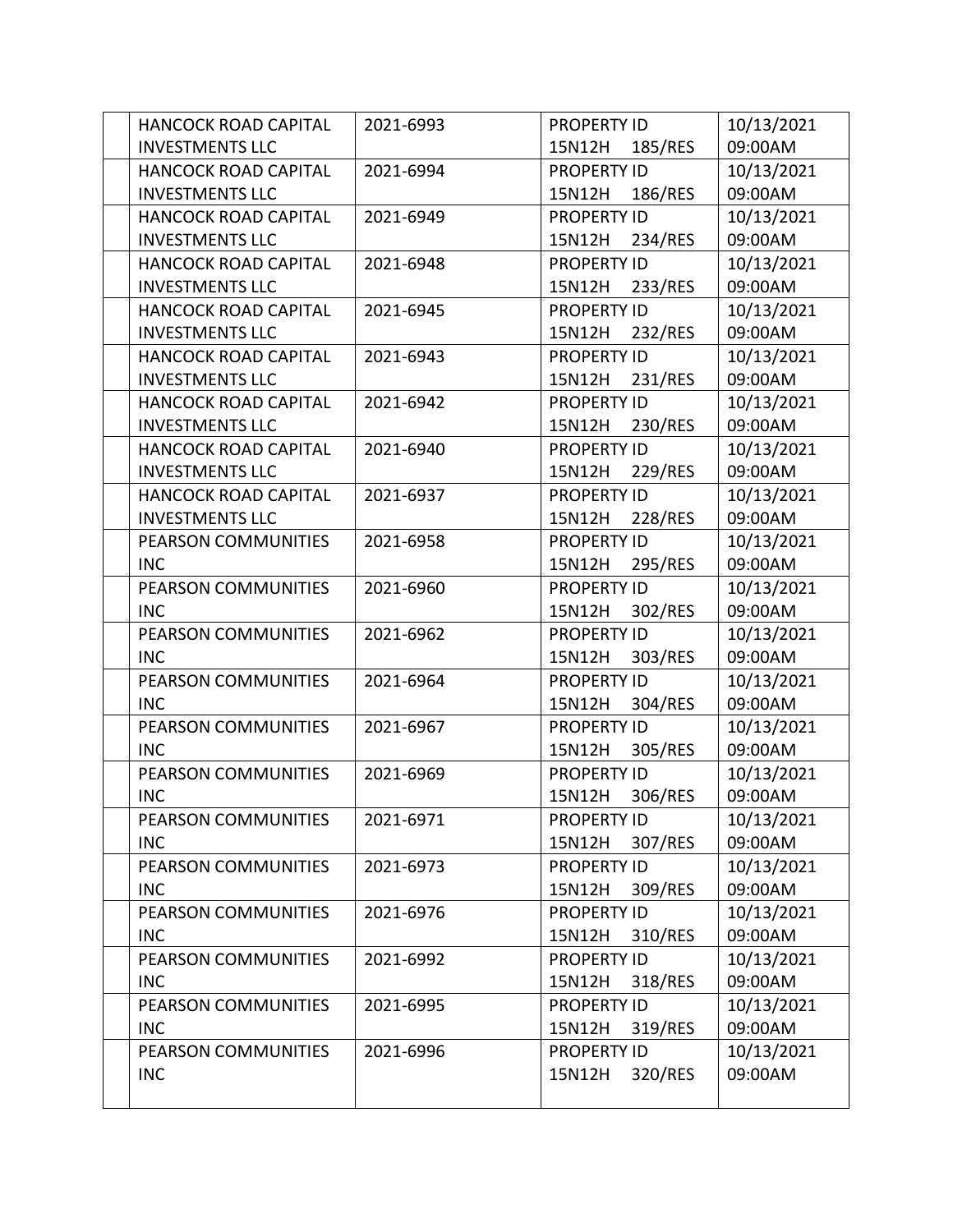| | | | | |
|---|---|---|---|---|
| | HANCOCK ROAD CAPITAL INVESTMENTS LLC | 2021-6993 | PROPERTY ID 15N12H 185/RES | 10/13/2021 09:00AM |
| | HANCOCK ROAD CAPITAL INVESTMENTS LLC | 2021-6994 | PROPERTY ID 15N12H 186/RES | 10/13/2021 09:00AM |
| | HANCOCK ROAD CAPITAL INVESTMENTS LLC | 2021-6949 | PROPERTY ID 15N12H 234/RES | 10/13/2021 09:00AM |
| | HANCOCK ROAD CAPITAL INVESTMENTS LLC | 2021-6948 | PROPERTY ID 15N12H 233/RES | 10/13/2021 09:00AM |
| | HANCOCK ROAD CAPITAL INVESTMENTS LLC | 2021-6945 | PROPERTY ID 15N12H 232/RES | 10/13/2021 09:00AM |
| | HANCOCK ROAD CAPITAL INVESTMENTS LLC | 2021-6943 | PROPERTY ID 15N12H 231/RES | 10/13/2021 09:00AM |
| | HANCOCK ROAD CAPITAL INVESTMENTS LLC | 2021-6942 | PROPERTY ID 15N12H 230/RES | 10/13/2021 09:00AM |
| | HANCOCK ROAD CAPITAL INVESTMENTS LLC | 2021-6940 | PROPERTY ID 15N12H 229/RES | 10/13/2021 09:00AM |
| | HANCOCK ROAD CAPITAL INVESTMENTS LLC | 2021-6937 | PROPERTY ID 15N12H 228/RES | 10/13/2021 09:00AM |
| | PEARSON COMMUNITIES INC | 2021-6958 | PROPERTY ID 15N12H 295/RES | 10/13/2021 09:00AM |
| | PEARSON COMMUNITIES INC | 2021-6960 | PROPERTY ID 15N12H 302/RES | 10/13/2021 09:00AM |
| | PEARSON COMMUNITIES INC | 2021-6962 | PROPERTY ID 15N12H 303/RES | 10/13/2021 09:00AM |
| | PEARSON COMMUNITIES INC | 2021-6964 | PROPERTY ID 15N12H 304/RES | 10/13/2021 09:00AM |
| | PEARSON COMMUNITIES INC | 2021-6967 | PROPERTY ID 15N12H 305/RES | 10/13/2021 09:00AM |
| | PEARSON COMMUNITIES INC | 2021-6969 | PROPERTY ID 15N12H 306/RES | 10/13/2021 09:00AM |
| | PEARSON COMMUNITIES INC | 2021-6971 | PROPERTY ID 15N12H 307/RES | 10/13/2021 09:00AM |
| | PEARSON COMMUNITIES INC | 2021-6973 | PROPERTY ID 15N12H 309/RES | 10/13/2021 09:00AM |
| | PEARSON COMMUNITIES INC | 2021-6976 | PROPERTY ID 15N12H 310/RES | 10/13/2021 09:00AM |
| | PEARSON COMMUNITIES INC | 2021-6992 | PROPERTY ID 15N12H 318/RES | 10/13/2021 09:00AM |
| | PEARSON COMMUNITIES INC | 2021-6995 | PROPERTY ID 15N12H 319/RES | 10/13/2021 09:00AM |
| | PEARSON COMMUNITIES INC | 2021-6996 | PROPERTY ID 15N12H 320/RES | 10/13/2021 09:00AM |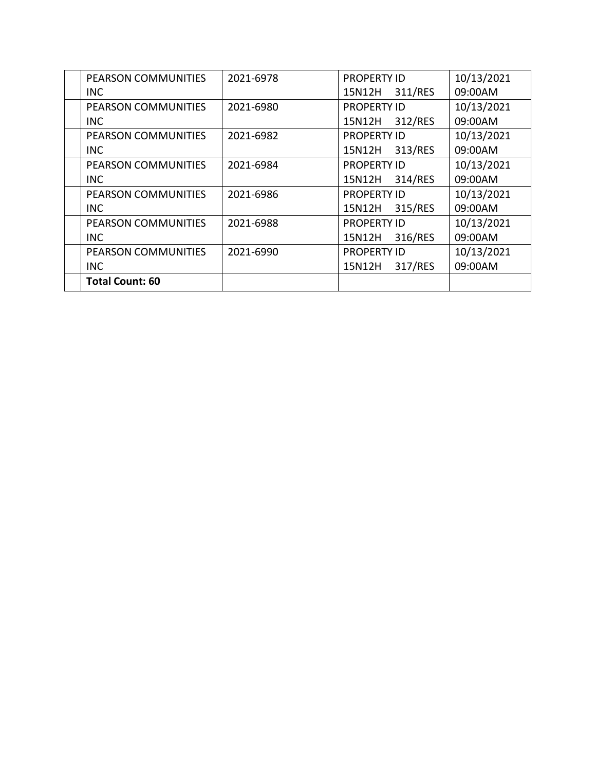| | | | | |
|---|---|---|---|---|
| | PEARSON COMMUNITIES INC | 2021-6978 | PROPERTY ID 15N12H 311/RES | 10/13/2021 09:00AM |
| | PEARSON COMMUNITIES INC | 2021-6980 | PROPERTY ID 15N12H 312/RES | 10/13/2021 09:00AM |
| | PEARSON COMMUNITIES INC | 2021-6982 | PROPERTY ID 15N12H 313/RES | 10/13/2021 09:00AM |
| | PEARSON COMMUNITIES INC | 2021-6984 | PROPERTY ID 15N12H 314/RES | 10/13/2021 09:00AM |
| | PEARSON COMMUNITIES INC | 2021-6986 | PROPERTY ID 15N12H 315/RES | 10/13/2021 09:00AM |
| | PEARSON COMMUNITIES INC | 2021-6988 | PROPERTY ID 15N12H 316/RES | 10/13/2021 09:00AM |
| | PEARSON COMMUNITIES INC | 2021-6990 | PROPERTY ID 15N12H 317/RES | 10/13/2021 09:00AM |
| | **Total Count: 60** | | | |